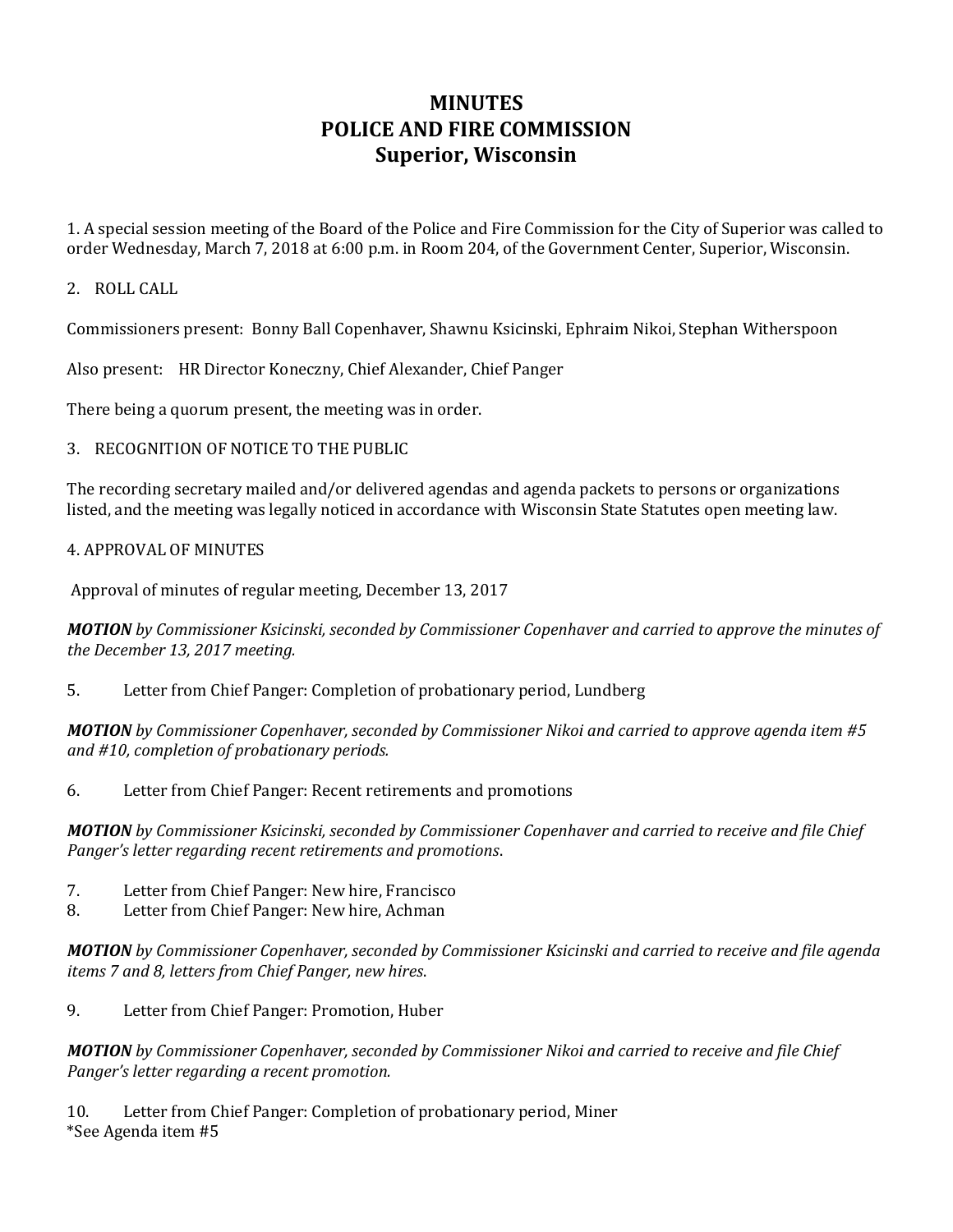# MINUTES
# POLICE AND FIRE COMMISSION
# Superior, Wisconsin

1. A special session meeting of the Board of the Police and Fire Commission for the City of Superior was called to order Wednesday, March 7, 2018 at 6:00 p.m. in Room 204, of the Government Center, Superior, Wisconsin.

2. ROLL CALL

Commissioners present: Bonny Ball Copenhaver, Shawnu Ksicinski, Ephraim Nikoi, Stephan Witherspoon

Also present: HR Director Koneczny, Chief Alexander, Chief Panger

There being a quorum present, the meeting was in order.

3. RECOGNITION OF NOTICE TO THE PUBLIC

The recording secretary mailed and/or delivered agendas and agenda packets to persons or organizations listed, and the meeting was legally noticed in accordance with Wisconsin State Statutes open meeting law.

4. APPROVAL OF MINUTES

Approval of minutes of regular meeting, December 13, 2017

***MOTION** by Commissioner Ksicinski, seconded by Commissioner Copenhaver and carried to approve the minutes of the December 13, 2017 meeting.*

5. Letter from Chief Panger: Completion of probationary period, Lundberg

***MOTION** by Commissioner Copenhaver, seconded by Commissioner Nikoi and carried to approve agenda item #5 and #10, completion of probationary periods.*

6. Letter from Chief Panger: Recent retirements and promotions

***MOTION** by Commissioner Ksicinski, seconded by Commissioner Copenhaver and carried to receive and file Chief Panger's letter regarding recent retirements and promotions*.

7. Letter from Chief Panger: New hire, Francisco
8. Letter from Chief Panger: New hire, Achman

***MOTION** by Commissioner Copenhaver, seconded by Commissioner Ksicinski and carried to receive and file agenda items 7 and 8, letters from Chief Panger, new hires*.

9. Letter from Chief Panger: Promotion, Huber

***MOTION** by Commissioner Copenhaver, seconded by Commissioner Nikoi and carried to receive and file Chief Panger's letter regarding a recent promotion.*

10. Letter from Chief Panger: Completion of probationary period, Miner
*See Agenda item #5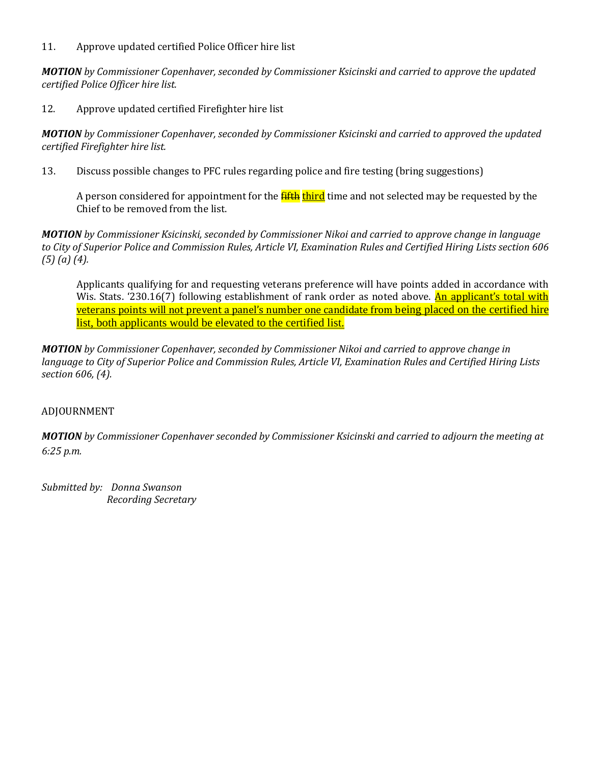11. Approve updated certified Police Officer hire list

***MOTION*** *by Commissioner Copenhaver, seconded by Commissioner Ksicinski and carried to approve the updated certified Police Officer hire list.*

12. Approve updated certified Firefighter hire list

***MOTION*** *by Commissioner Copenhaver, seconded by Commissioner Ksicinski and carried to approved the updated certified Firefighter hire list.*

13. Discuss possible changes to PFC rules regarding police and fire testing (bring suggestions)

A person considered for appointment for the ~~fifth~~ <u>third</u> time and not selected may be requested by the Chief to be removed from the list.

***MOTION*** *by Commissioner Ksicinski, seconded by Commissioner Nikoi and carried to approve change in language to City of Superior Police and Commission Rules, Article VI, Examination Rules and Certified Hiring Lists section 606 (5) (a) (4).*

Applicants qualifying for and requesting veterans preference will have points added in accordance with Wis. Stats. '230.16(7) following establishment of rank order as noted above. <u>An applicant's total with veterans points will not prevent a panel's number one candidate from being placed on the certified hire list, both applicants would be elevated to the certified list.</u>

***MOTION*** *by Commissioner Copenhaver, seconded by Commissioner Nikoi and carried to approve change in language to City of Superior Police and Commission Rules, Article VI, Examination Rules and Certified Hiring Lists section 606, (4).*

ADJOURNMENT

***MOTION*** *by Commissioner Copenhaver seconded by Commissioner Ksicinski and carried to adjourn the meeting at 6:25 p.m.*

*Submitted by: Donna Swanson*
*Recording Secretary*